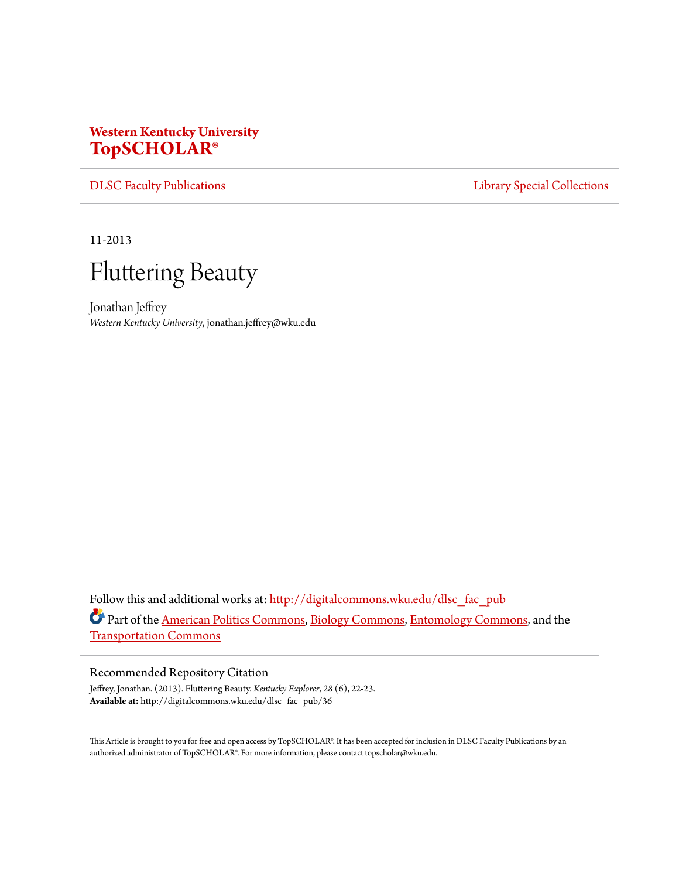**Western Kentucky University**
**TopSCHOLAR®**

DLSC Faculty Publications | Library Special Collections

11-2013

# Fluttering Beauty

Jonathan Jeffrey
*Western Kentucky University*, jonathan.jeffrey@wku.edu

Follow this and additional works at: http://digitalcommons.wku.edu/dlsc_fac_pub

Part of the American Politics Commons, Biology Commons, Entomology Commons, and the Transportation Commons

## Recommended Repository Citation

Jeffrey, Jonathan. (2013). Fluttering Beauty. *Kentucky Explorer*, *28* (6), 22-23.
**Available at:** http://digitalcommons.wku.edu/dlsc_fac_pub/36

This Article is brought to you for free and open access by TopSCHOLAR®. It has been accepted for inclusion in DLSC Faculty Publications by an authorized administrator of TopSCHOLAR®. For more information, please contact topscholar@wku.edu.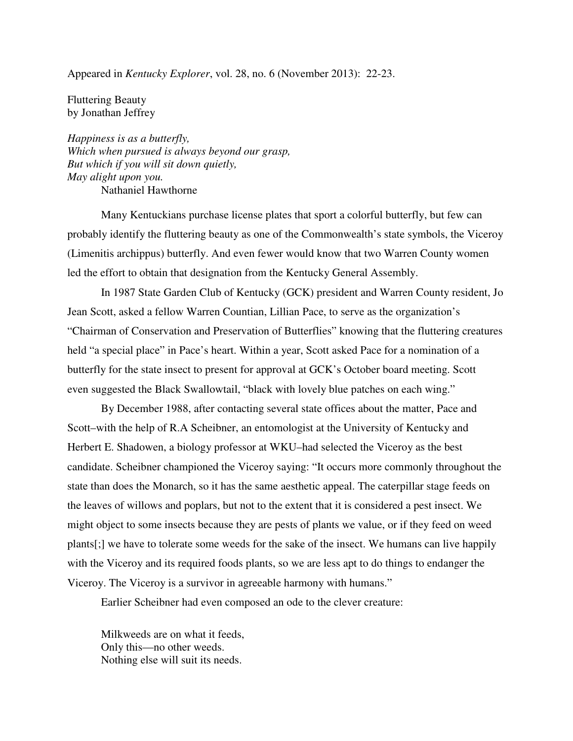Appeared in *Kentucky Explorer*, vol. 28, no. 6 (November 2013): 22-23.

Fluttering Beauty
by Jonathan Jeffrey

*Happiness is as a butterfly,*
*Which when pursued is always beyond our grasp,*
*But which if you will sit down quietly,*
*May alight upon you.*
Nathaniel Hawthorne

Many Kentuckians purchase license plates that sport a colorful butterfly, but few can probably identify the fluttering beauty as one of the Commonwealth's state symbols, the Viceroy (Limenitis archippus) butterfly. And even fewer would know that two Warren County women led the effort to obtain that designation from the Kentucky General Assembly.

In 1987 State Garden Club of Kentucky (GCK) president and Warren County resident, Jo Jean Scott, asked a fellow Warren Countian, Lillian Pace, to serve as the organization's "Chairman of Conservation and Preservation of Butterflies" knowing that the fluttering creatures held "a special place" in Pace's heart. Within a year, Scott asked Pace for a nomination of a butterfly for the state insect to present for approval at GCK's October board meeting. Scott even suggested the Black Swallowtail, "black with lovely blue patches on each wing."

By December 1988, after contacting several state offices about the matter, Pace and Scott–with the help of R.A Scheibner, an entomologist at the University of Kentucky and Herbert E. Shadowen, a biology professor at WKU–had selected the Viceroy as the best candidate. Scheibner championed the Viceroy saying: "It occurs more commonly throughout the state than does the Monarch, so it has the same aesthetic appeal. The caterpillar stage feeds on the leaves of willows and poplars, but not to the extent that it is considered a pest insect. We might object to some insects because they are pests of plants we value, or if they feed on weed plants[;] we have to tolerate some weeds for the sake of the insect. We humans can live happily with the Viceroy and its required foods plants, so we are less apt to do things to endanger the Viceroy. The Viceroy is a survivor in agreeable harmony with humans."

Earlier Scheibner had even composed an ode to the clever creature:

Milkweeds are on what it feeds,
Only this—no other weeds.
Nothing else will suit its needs.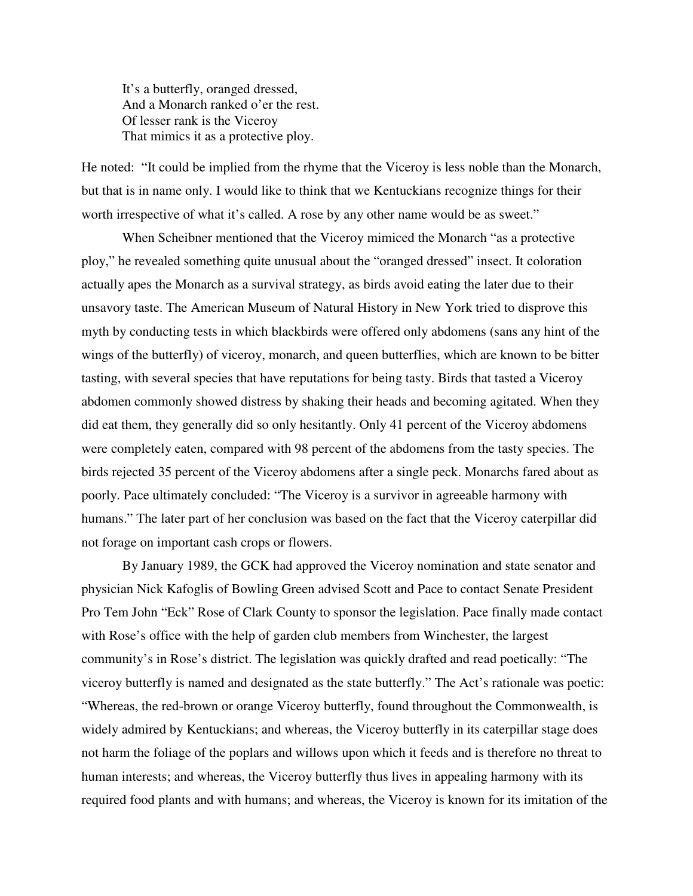It's a butterfly, oranged dressed,  
And a Monarch ranked o'er the rest.  
Of lesser rank is the Viceroy  
That mimics it as a protective ploy.

He noted: "It could be implied from the rhyme that the Viceroy is less noble than the Monarch, but that is in name only. I would like to think that we Kentuckians recognize things for their worth irrespective of what it's called. A rose by any other name would be as sweet."

When Scheibner mentioned that the Viceroy mimiced the Monarch "as a protective ploy," he revealed something quite unusual about the "oranged dressed" insect. It coloration actually apes the Monarch as a survival strategy, as birds avoid eating the later due to their unsavory taste. The American Museum of Natural History in New York tried to disprove this myth by conducting tests in which blackbirds were offered only abdomens (sans any hint of the wings of the butterfly) of viceroy, monarch, and queen butterflies, which are known to be bitter tasting, with several species that have reputations for being tasty. Birds that tasted a Viceroy abdomen commonly showed distress by shaking their heads and becoming agitated. When they did eat them, they generally did so only hesitantly. Only 41 percent of the Viceroy abdomens were completely eaten, compared with 98 percent of the abdomens from the tasty species. The birds rejected 35 percent of the Viceroy abdomens after a single peck. Monarchs fared about as poorly. Pace ultimately concluded: "The Viceroy is a survivor in agreeable harmony with humans." The later part of her conclusion was based on the fact that the Viceroy caterpillar did not forage on important cash crops or flowers.

By January 1989, the GCK had approved the Viceroy nomination and state senator and physician Nick Kafoglis of Bowling Green advised Scott and Pace to contact Senate President Pro Tem John "Eck" Rose of Clark County to sponsor the legislation. Pace finally made contact with Rose's office with the help of garden club members from Winchester, the largest community's in Rose's district. The legislation was quickly drafted and read poetically: "The viceroy butterfly is named and designated as the state butterfly." The Act's rationale was poetic: "Whereas, the red-brown or orange Viceroy butterfly, found throughout the Commonwealth, is widely admired by Kentuckians; and whereas, the Viceroy butterfly in its caterpillar stage does not harm the foliage of the poplars and willows upon which it feeds and is therefore no threat to human interests; and whereas, the Viceroy butterfly thus lives in appealing harmony with its required food plants and with humans; and whereas, the Viceroy is known for its imitation of the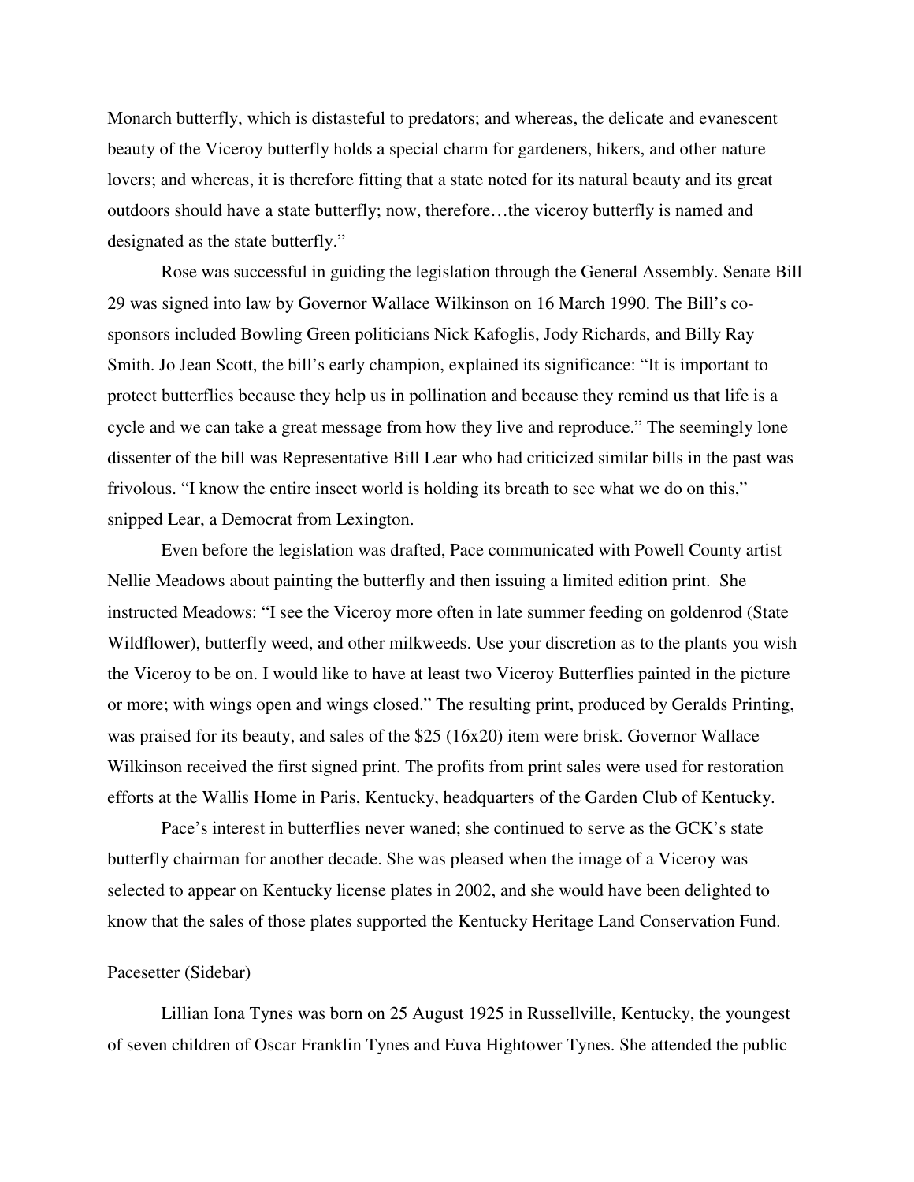Monarch butterfly, which is distasteful to predators; and whereas, the delicate and evanescent beauty of the Viceroy butterfly holds a special charm for gardeners, hikers, and other nature lovers; and whereas, it is therefore fitting that a state noted for its natural beauty and its great outdoors should have a state butterfly; now, therefore…the viceroy butterfly is named and designated as the state butterfly."

Rose was successful in guiding the legislation through the General Assembly. Senate Bill 29 was signed into law by Governor Wallace Wilkinson on 16 March 1990. The Bill's co-sponsors included Bowling Green politicians Nick Kafoglis, Jody Richards, and Billy Ray Smith. Jo Jean Scott, the bill's early champion, explained its significance: "It is important to protect butterflies because they help us in pollination and because they remind us that life is a cycle and we can take a great message from how they live and reproduce." The seemingly lone dissenter of the bill was Representative Bill Lear who had criticized similar bills in the past was frivolous. "I know the entire insect world is holding its breath to see what we do on this," snipped Lear, a Democrat from Lexington.

Even before the legislation was drafted, Pace communicated with Powell County artist Nellie Meadows about painting the butterfly and then issuing a limited edition print. She instructed Meadows: "I see the Viceroy more often in late summer feeding on goldenrod (State Wildflower), butterfly weed, and other milkweeds. Use your discretion as to the plants you wish the Viceroy to be on. I would like to have at least two Viceroy Butterflies painted in the picture or more; with wings open and wings closed." The resulting print, produced by Geralds Printing, was praised for its beauty, and sales of the $25 (16x20) item were brisk. Governor Wallace Wilkinson received the first signed print. The profits from print sales were used for restoration efforts at the Wallis Home in Paris, Kentucky, headquarters of the Garden Club of Kentucky.

Pace's interest in butterflies never waned; she continued to serve as the GCK's state butterfly chairman for another decade. She was pleased when the image of a Viceroy was selected to appear on Kentucky license plates in 2002, and she would have been delighted to know that the sales of those plates supported the Kentucky Heritage Land Conservation Fund.

Pacesetter (Sidebar)

Lillian Iona Tynes was born on 25 August 1925 in Russellville, Kentucky, the youngest of seven children of Oscar Franklin Tynes and Euva Hightower Tynes. She attended the public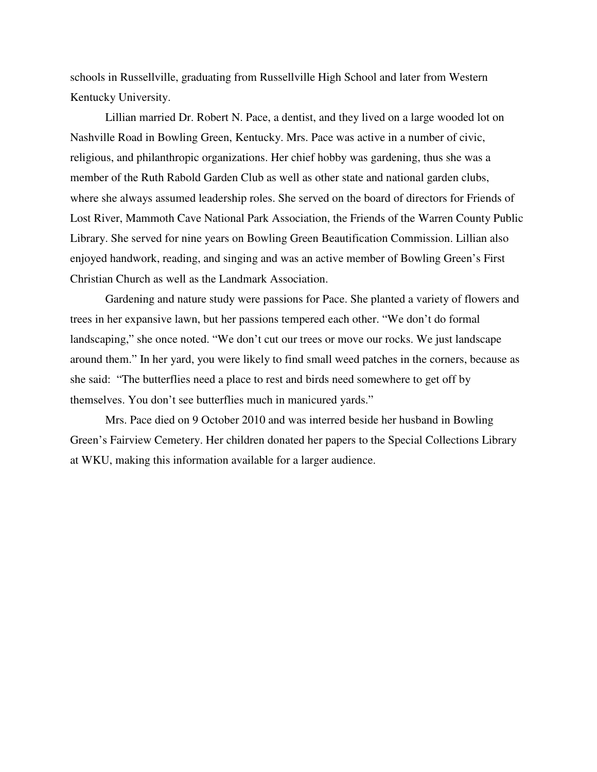schools in Russellville, graduating from Russellville High School and later from Western Kentucky University.

Lillian married Dr. Robert N. Pace, a dentist, and they lived on a large wooded lot on Nashville Road in Bowling Green, Kentucky. Mrs. Pace was active in a number of civic, religious, and philanthropic organizations. Her chief hobby was gardening, thus she was a member of the Ruth Rabold Garden Club as well as other state and national garden clubs, where she always assumed leadership roles. She served on the board of directors for Friends of Lost River, Mammoth Cave National Park Association, the Friends of the Warren County Public Library. She served for nine years on Bowling Green Beautification Commission. Lillian also enjoyed handwork, reading, and singing and was an active member of Bowling Green's First Christian Church as well as the Landmark Association.

Gardening and nature study were passions for Pace. She planted a variety of flowers and trees in her expansive lawn, but her passions tempered each other. "We don't do formal landscaping," she once noted. "We don't cut our trees or move our rocks. We just landscape around them." In her yard, you were likely to find small weed patches in the corners, because as she said: "The butterflies need a place to rest and birds need somewhere to get off by themselves. You don't see butterflies much in manicured yards."

Mrs. Pace died on 9 October 2010 and was interred beside her husband in Bowling Green's Fairview Cemetery. Her children donated her papers to the Special Collections Library at WKU, making this information available for a larger audience.